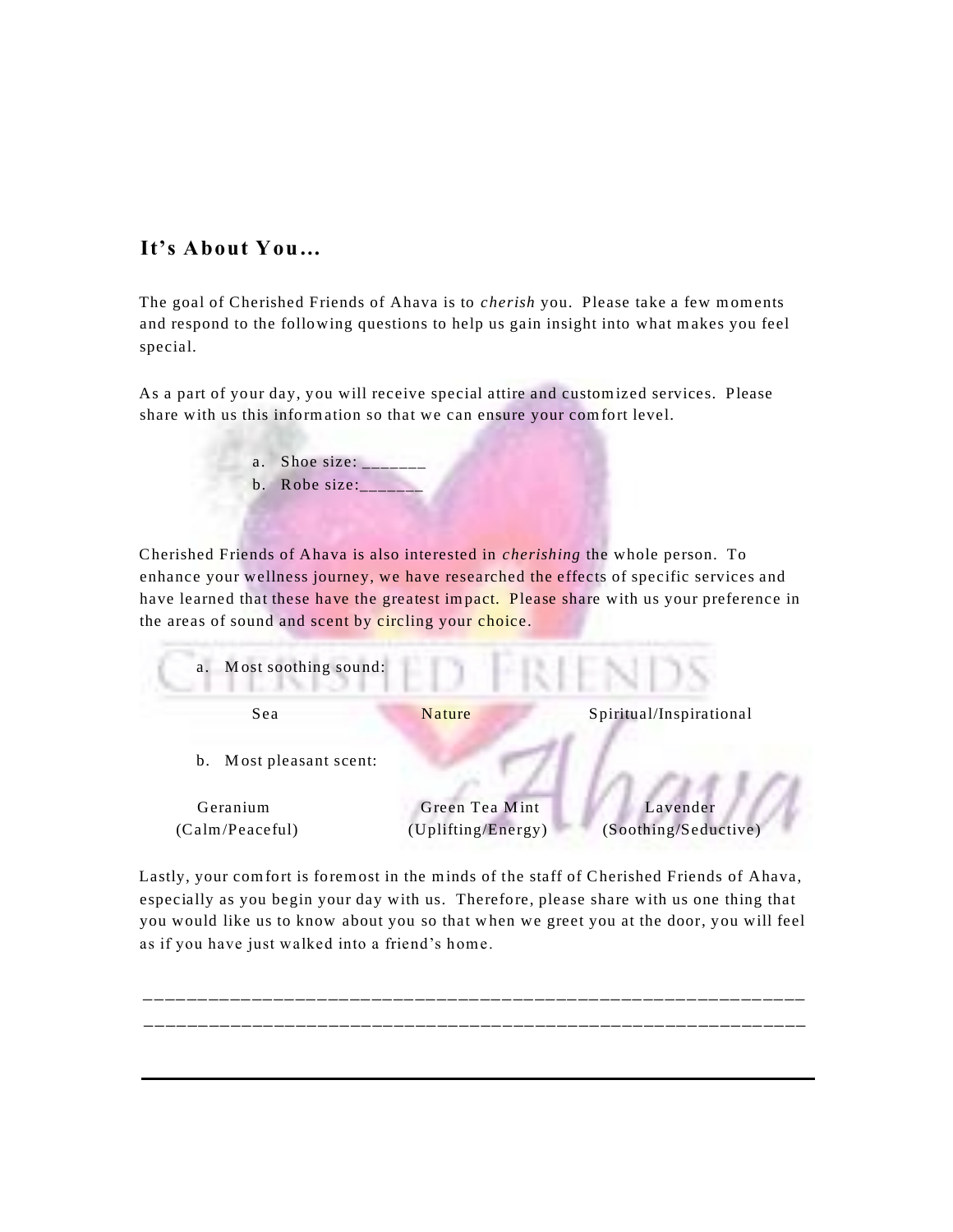## It's About You…

The goal of Cherished Friends of Ahava is to *cherish* you. Please take a few moments and respond to the following questions to help us gain insight into what makes you feel special.

As a part of your day, you will receive special attire and customized services. Please share with us this information so that we can ensure your comfort level.

a. Shoe size: _______
b. Robe size:_______

Cherished Friends of Ahava is also interested in *cherishing* the whole person. To enhance your wellness journey, we have researched the effects of specific services and have learned that these have the greatest impact. Please share with us your preference in the areas of sound and scent by circling your choice.

a. Most soothing sound:

Sea    Nature    Spiritual/Inspirational

b. Most pleasant scent:

Geranium (Calm/Peaceful)    Green Tea Mint (Uplifting/Energy)    Lavender (Soothing/Seductive)

Lastly, your comfort is foremost in the minds of the staff of Cherished Friends of Ahava, especially as you begin your day with us. Therefore, please share with us one thing that you would like us to know about you so that when we greet you at the door, you will feel as if you have just walked into a friend's home.

______________________________________________________________

______________________________________________________________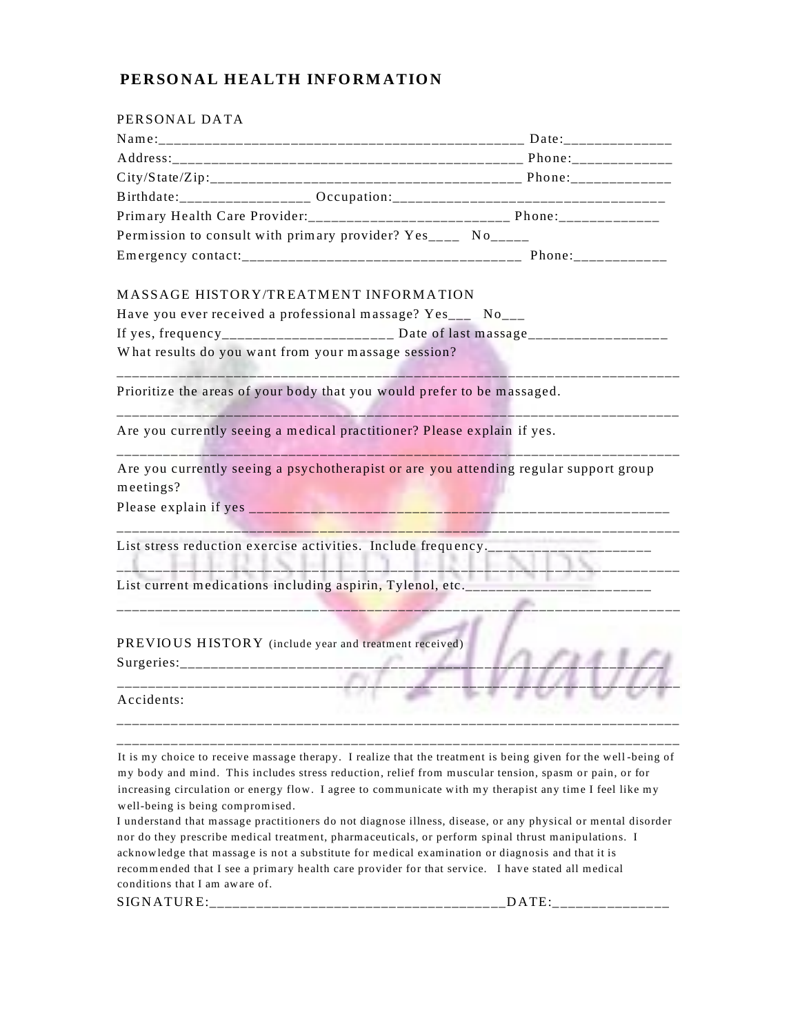# PERSONAL HEALTH INFORMATION

PERSONAL DATA

Name:_______________________________________________ Date:_____________

Address:____________________________________________ Phone:____________

City/State/Zip:_______________________________________ Phone:____________

Birthdate:________________ Occupation:__________________________________

Primary Health Care Provider:_________________________ Phone:____________

Permission to consult with primary provider? Yes____ No_____

Emergency contact:___________________________________ Phone:___________

MASSAGE HISTORY/TREATMENT INFORMATION

Have you ever received a professional massage? Yes___ No___

If yes, frequency_____________________ Date of last massage_________________

What results do you want from your massage session?

__________________________________________________________________________

Prioritize the areas of your body that you would prefer to be massaged.

__________________________________________________________________________

Are you currently seeing a medical practitioner? Please explain if yes.

__________________________________________________________________________

Are you currently seeing a psychotherapist or are you attending regular support group meetings?

Please explain if yes _______________________________________________________

__________________________________________________________________________

List stress reduction exercise activities. Include frequency.____________________

__________________________________________________________________________

List current medications including aspirin, Tylenol, etc._______________________

__________________________________________________________________________

PREVIOUS HISTORY (include year and treatment received)

Surgeries:__________________________________________________________________

__________________________________________________________________________

Accidents:

__________________________________________________________________________

__________________________________________________________________________

It is my choice to receive massage therapy. I realize that the treatment is being given for the well-being of my body and mind. This includes stress reduction, relief from muscular tension, spasm or pain, or for increasing circulation or energy flow. I agree to communicate with my therapist any time I feel like my well-being is being compromised.

I understand that massage practitioners do not diagnose illness, disease, or any physical or mental disorder nor do they prescribe medical treatment, pharmaceuticals, or perform spinal thrust manipulations. I acknowledge that massage is not a substitute for medical examination or diagnosis and that it is recommended that I see a primary health care provider for that service. I have stated all medical conditions that I am aware of.

SIGNATURE:_____________________________________DATE:______________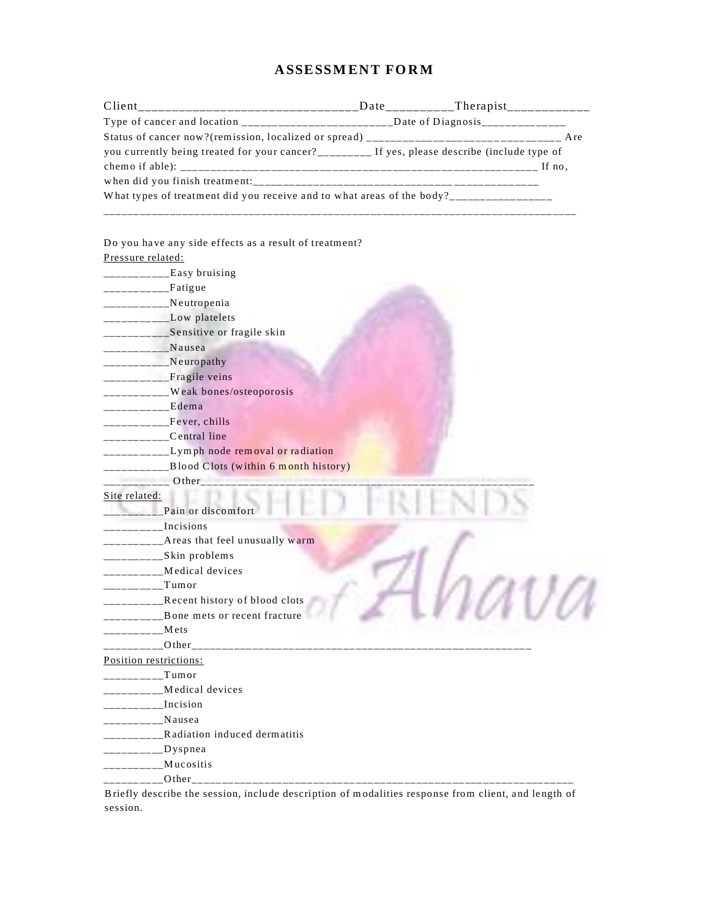# ASSESSMENT FORM

Client_________________________________Date__________Therapist____________

Type of cancer and location _________________________Date of Diagnosis______________

Status of cancer now?(remission, localized or spread) ________________________________ Are you currently being treated for your cancer?_________ If yes, please describe (include type of chemo if able): ____________________________________________________________ If no, when did you finish treatment:_______________________________________________

What types of treatment did you receive and to what areas of the body?_________________

________________________________________________________________________________

Do you have any side effects as a result of treatment?

Pressure related:

___________Easy bruising
___________Fatigue
___________Neutropenia
___________Low platelets
___________Sensitive or fragile skin
___________Nausea
___________Neuropathy
___________Fragile veins
___________Weak bones/osteoporosis
___________Edema
___________Fever, chills
___________Central line
___________Lymph node removal or radiation
___________Blood Clots (within 6 month history)
___________ Other________________________________________________________

Site related:

__________Pain or discomfort
__________Incisions
__________Areas that feel unusually warm
__________Skin problems
__________Medical devices
__________Tumor
__________Recent history of blood clots
__________Bone mets or recent fracture
__________Mets
__________Other__________________________________________________________

Position restrictions:

__________Tumor
__________Medical devices
__________Incision
__________Nausea
__________Radiation induced dermatitis
__________Dyspnea
__________Mucositis
__________Other_________________________________________________________________

Briefly describe the session, include description of modalities response from client, and length of session.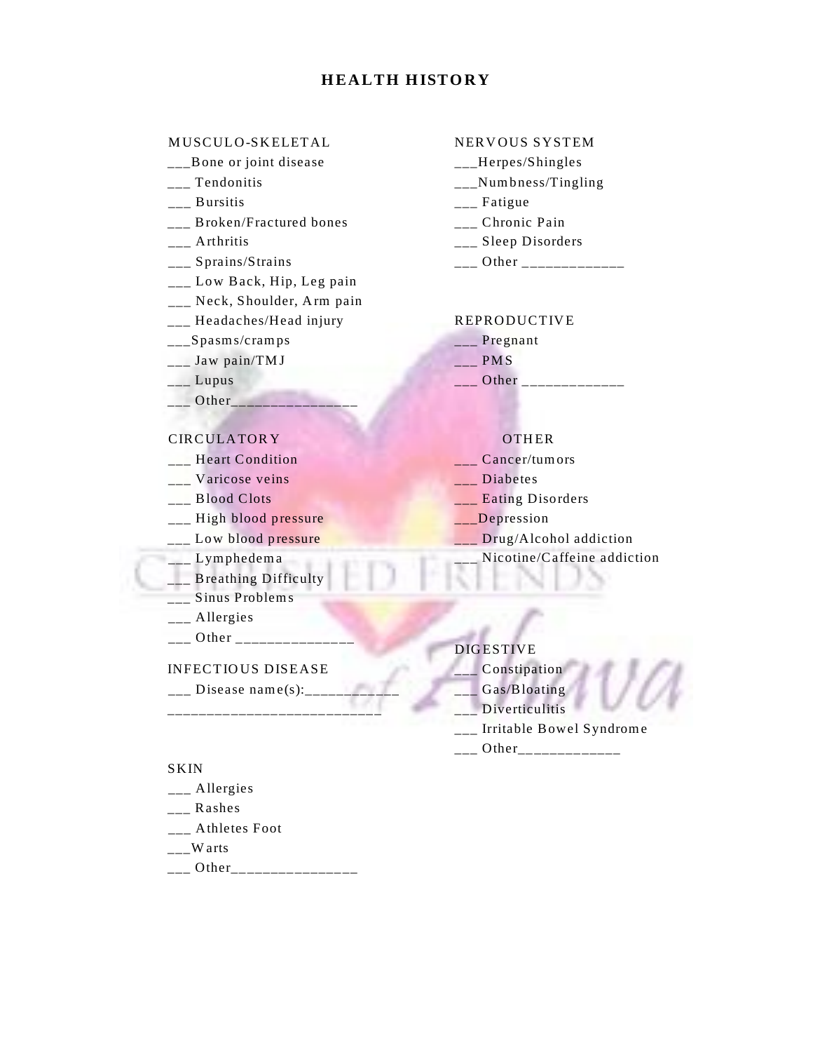# HEALTH HISTORY

MUSCULO-SKELETAL

___Bone or joint disease
___ Tendonitis
___ Bursitis
___ Broken/Fractured bones
___ Arthritis
___ Sprains/Strains
___ Low Back, Hip, Leg pain
___ Neck, Shoulder, Arm pain
___ Headaches/Head injury
___Spasms/cramps
___ Jaw pain/TMJ
___ Lupus
___ Other________________

CIRCULATORY

___ Heart Condition
___ Varicose veins
___ Blood Clots
___ High blood pressure
___ Low blood pressure
___ Lymphedema
___ Breathing Difficulty
___ Sinus Problems
___ Allergies
___ Other _______________

INFECTIOUS DISEASE

___ Disease name(s):____________
___________________________

SKIN

___ Allergies
___ Rashes
___ Athletes Foot
___Warts
___ Other________________

NERVOUS SYSTEM

___Herpes/Shingles
___Numbness/Tingling
___ Fatigue
___ Chronic Pain
___ Sleep Disorders
___ Other _____________

REPRODUCTIVE

___ Pregnant
___ PMS
___ Other _____________

OTHER

___ Cancer/tumors
___ Diabetes
___ Eating Disorders
___Depression
___ Drug/Alcohol addiction
___ Nicotine/Caffeine addiction

DIGESTIVE

___ Constipation
___ Gas/Bloating
___ Diverticulitis
___ Irritable Bowel Syndrome
___ Other_____________